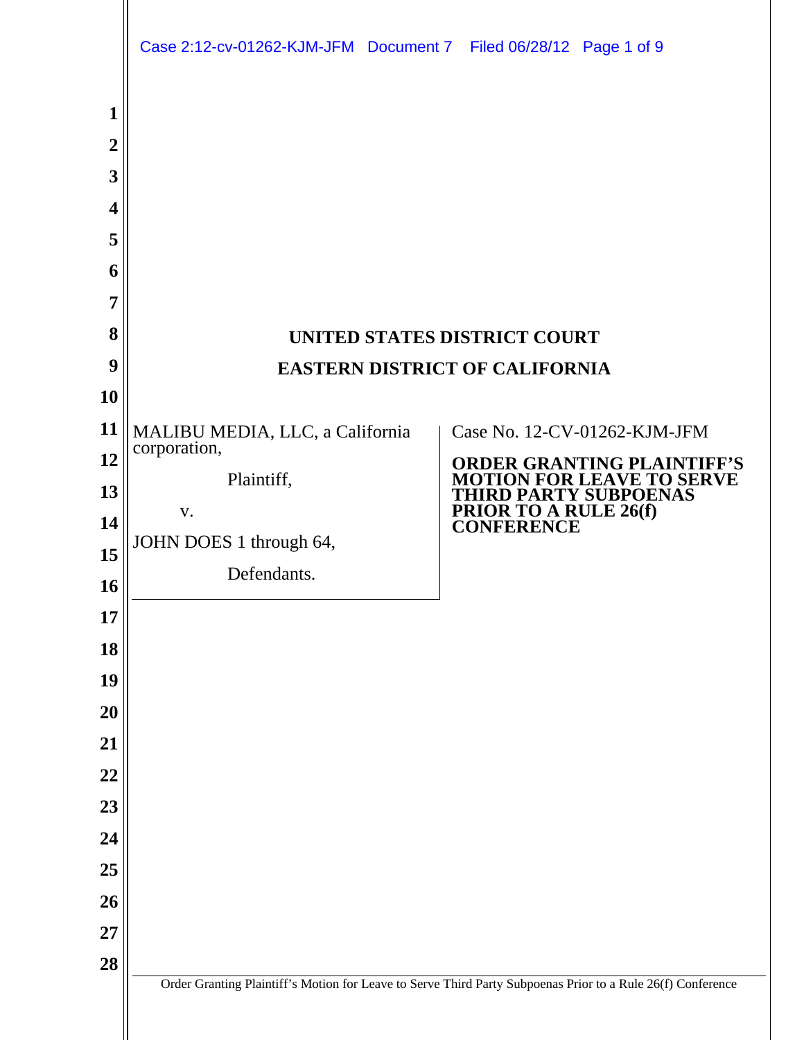# UNITED STATES DISTRICT COURT

# EASTERN DISTRICT OF CALIFORNIA

| | |
|---|---|
| MALIBU MEDIA, LLC, a California corporation,<br><br>Plaintiff,<br><br>v.<br><br>JOHN DOES 1 through 64,<br><br>Defendants. | Case No. 12-CV-01262-KJM-JFM<br><br>**ORDER GRANTING PLAINTIFF'S MOTION FOR LEAVE TO SERVE THIRD PARTY SUBPOENAS PRIOR TO A RULE 26(f) CONFERENCE** |

Order Granting Plaintiff's Motion for Leave to Serve Third Party Subpoenas Prior to a Rule 26(f) Conference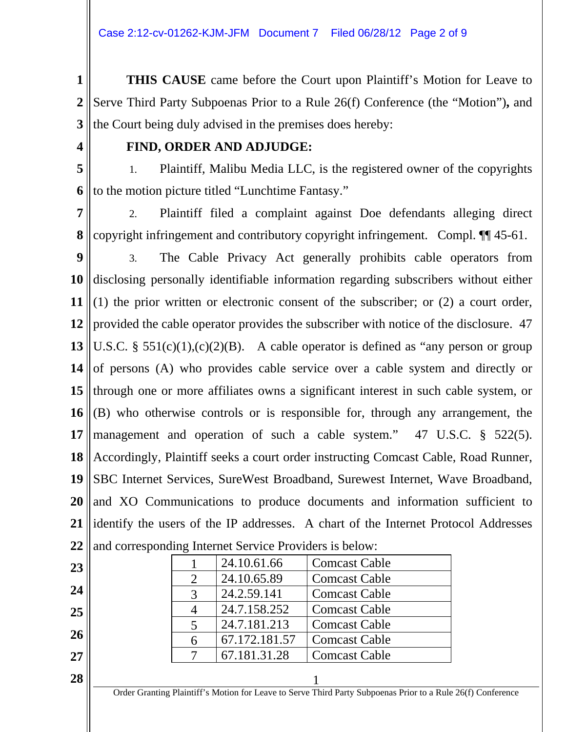**THIS CAUSE** came before the Court upon Plaintiff's Motion for Leave to Serve Third Party Subpoenas Prior to a Rule 26(f) Conference (the "Motion"), and the Court being duly advised in the premises does hereby:

**FIND, ORDER AND ADJUDGE:**

1. Plaintiff, Malibu Media LLC, is the registered owner of the copyrights to the motion picture titled "Lunchtime Fantasy."

2. Plaintiff filed a complaint against Doe defendants alleging direct copyright infringement and contributory copyright infringement. Compl. ¶¶ 45-61.

3. The Cable Privacy Act generally prohibits cable operators from disclosing personally identifiable information regarding subscribers without either (1) the prior written or electronic consent of the subscriber; or (2) a court order, provided the cable operator provides the subscriber with notice of the disclosure. 47 U.S.C. § 551(c)(1),(c)(2)(B). A cable operator is defined as "any person or group of persons (A) who provides cable service over a cable system and directly or through one or more affiliates owns a significant interest in such cable system, or (B) who otherwise controls or is responsible for, through any arrangement, the management and operation of such a cable system." 47 U.S.C. § 522(5). Accordingly, Plaintiff seeks a court order instructing Comcast Cable, Road Runner, SBC Internet Services, SureWest Broadband, Surewest Internet, Wave Broadband, and XO Communications to produce documents and information sufficient to identify the users of the IP addresses. A chart of the Internet Protocol Addresses and corresponding Internet Service Providers is below:

| | | |
|---|---|---|
| 1 | 24.10.61.66 | Comcast Cable |
| 2 | 24.10.65.89 | Comcast Cable |
| 3 | 24.2.59.141 | Comcast Cable |
| 4 | 24.7.158.252 | Comcast Cable |
| 5 | 24.7.181.213 | Comcast Cable |
| 6 | 67.172.181.57 | Comcast Cable |
| 7 | 67.181.31.28 | Comcast Cable |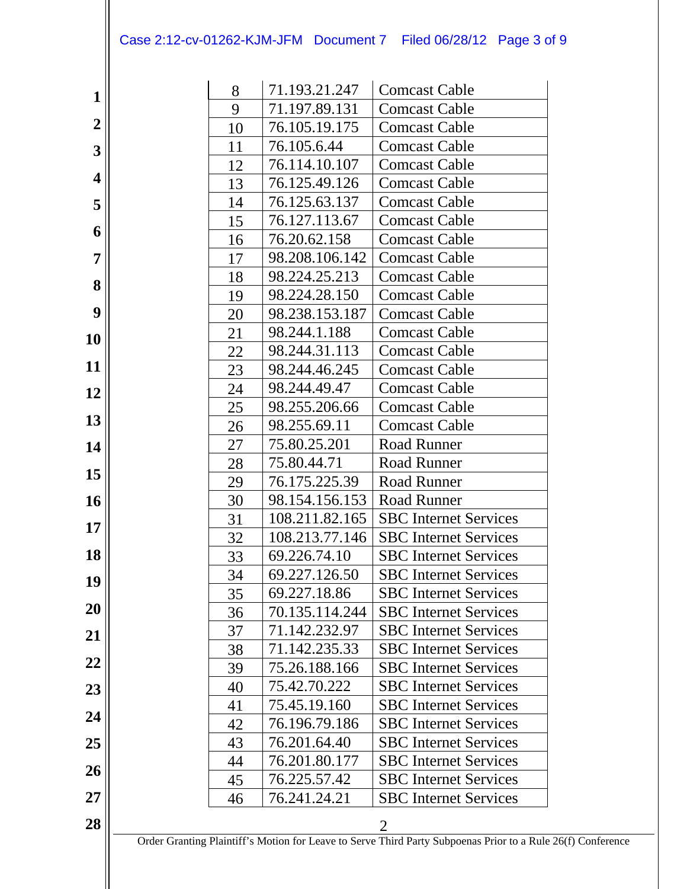| 8 | 71.193.21.247 | Comcast Cable |
|---|---|---|
| 9 | 71.197.89.131 | Comcast Cable |
| 10 | 76.105.19.175 | Comcast Cable |
| 11 | 76.105.6.44 | Comcast Cable |
| 12 | 76.114.10.107 | Comcast Cable |
| 13 | 76.125.49.126 | Comcast Cable |
| 14 | 76.125.63.137 | Comcast Cable |
| 15 | 76.127.113.67 | Comcast Cable |
| 16 | 76.20.62.158 | Comcast Cable |
| 17 | 98.208.106.142 | Comcast Cable |
| 18 | 98.224.25.213 | Comcast Cable |
| 19 | 98.224.28.150 | Comcast Cable |
| 20 | 98.238.153.187 | Comcast Cable |
| 21 | 98.244.1.188 | Comcast Cable |
| 22 | 98.244.31.113 | Comcast Cable |
| 23 | 98.244.46.245 | Comcast Cable |
| 24 | 98.244.49.47 | Comcast Cable |
| 25 | 98.255.206.66 | Comcast Cable |
| 26 | 98.255.69.11 | Comcast Cable |
| 27 | 75.80.25.201 | Road Runner |
| 28 | 75.80.44.71 | Road Runner |
| 29 | 76.175.225.39 | Road Runner |
| 30 | 98.154.156.153 | Road Runner |
| 31 | 108.211.82.165 | SBC Internet Services |
| 32 | 108.213.77.146 | SBC Internet Services |
| 33 | 69.226.74.10 | SBC Internet Services |
| 34 | 69.227.126.50 | SBC Internet Services |
| 35 | 69.227.18.86 | SBC Internet Services |
| 36 | 70.135.114.244 | SBC Internet Services |
| 37 | 71.142.232.97 | SBC Internet Services |
| 38 | 71.142.235.33 | SBC Internet Services |
| 39 | 75.26.188.166 | SBC Internet Services |
| 40 | 75.42.70.222 | SBC Internet Services |
| 41 | 75.45.19.160 | SBC Internet Services |
| 42 | 76.196.79.186 | SBC Internet Services |
| 43 | 76.201.64.40 | SBC Internet Services |
| 44 | 76.201.80.177 | SBC Internet Services |
| 45 | 76.225.57.42 | SBC Internet Services |
| 46 | 76.241.24.21 | SBC Internet Services |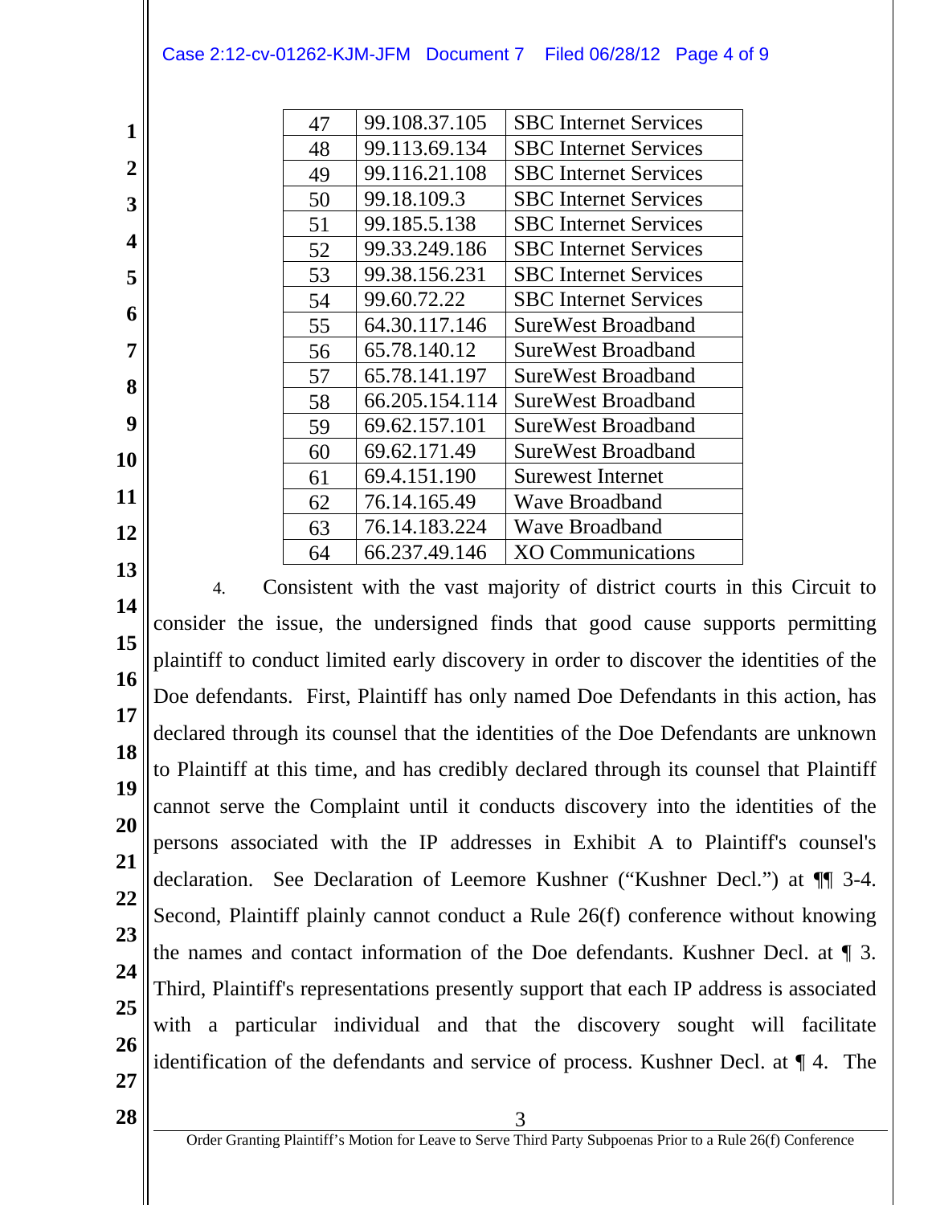| 47 | 99.108.37.105 | SBC Internet Services |
|---|---|---|
| 48 | 99.113.69.134 | SBC Internet Services |
| 49 | 99.116.21.108 | SBC Internet Services |
| 50 | 99.18.109.3 | SBC Internet Services |
| 51 | 99.185.5.138 | SBC Internet Services |
| 52 | 99.33.249.186 | SBC Internet Services |
| 53 | 99.38.156.231 | SBC Internet Services |
| 54 | 99.60.72.22 | SBC Internet Services |
| 55 | 64.30.117.146 | SureWest Broadband |
| 56 | 65.78.140.12 | SureWest Broadband |
| 57 | 65.78.141.197 | SureWest Broadband |
| 58 | 66.205.154.114 | SureWest Broadband |
| 59 | 69.62.157.101 | SureWest Broadband |
| 60 | 69.62.171.49 | SureWest Broadband |
| 61 | 69.4.151.190 | Surewest Internet |
| 62 | 76.14.165.49 | Wave Broadband |
| 63 | 76.14.183.224 | Wave Broadband |
| 64 | 66.237.49.146 | XO Communications |

4. Consistent with the vast majority of district courts in this Circuit to consider the issue, the undersigned finds that good cause supports permitting plaintiff to conduct limited early discovery in order to discover the identities of the Doe defendants. First, Plaintiff has only named Doe Defendants in this action, has declared through its counsel that the identities of the Doe Defendants are unknown to Plaintiff at this time, and has credibly declared through its counsel that Plaintiff cannot serve the Complaint until it conducts discovery into the identities of the persons associated with the IP addresses in Exhibit A to Plaintiff's counsel's declaration. See Declaration of Leemore Kushner ("Kushner Decl.") at ¶¶ 3-4. Second, Plaintiff plainly cannot conduct a Rule 26(f) conference without knowing the names and contact information of the Doe defendants. Kushner Decl. at ¶ 3. Third, Plaintiff's representations presently support that each IP address is associated with a particular individual and that the discovery sought will facilitate identification of the defendants and service of process. Kushner Decl. at ¶ 4. The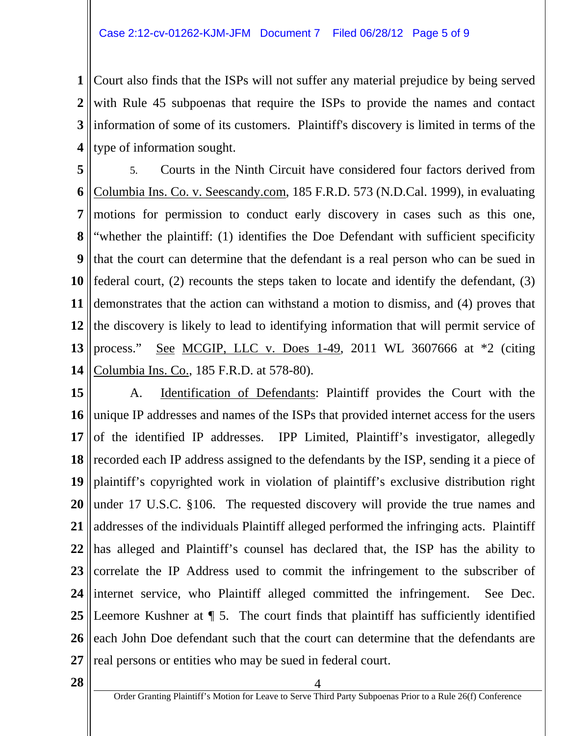Court also finds that the ISPs will not suffer any material prejudice by being served with Rule 45 subpoenas that require the ISPs to provide the names and contact information of some of its customers. Plaintiff's discovery is limited in terms of the type of information sought.

5. Courts in the Ninth Circuit have considered four factors derived from Columbia Ins. Co. v. Seescandy.com, 185 F.R.D. 573 (N.D.Cal. 1999), in evaluating motions for permission to conduct early discovery in cases such as this one, "whether the plaintiff: (1) identifies the Doe Defendant with sufficient specificity that the court can determine that the defendant is a real person who can be sued in federal court, (2) recounts the steps taken to locate and identify the defendant, (3) demonstrates that the action can withstand a motion to dismiss, and (4) proves that the discovery is likely to lead to identifying information that will permit service of process." See MCGIP, LLC v. Does 1-49, 2011 WL 3607666 at *2 (citing Columbia Ins. Co., 185 F.R.D. at 578-80).

A. Identification of Defendants: Plaintiff provides the Court with the unique IP addresses and names of the ISPs that provided internet access for the users of the identified IP addresses. IPP Limited, Plaintiff's investigator, allegedly recorded each IP address assigned to the defendants by the ISP, sending it a piece of plaintiff's copyrighted work in violation of plaintiff's exclusive distribution right under 17 U.S.C. §106. The requested discovery will provide the true names and addresses of the individuals Plaintiff alleged performed the infringing acts. Plaintiff has alleged and Plaintiff's counsel has declared that, the ISP has the ability to correlate the IP Address used to commit the infringement to the subscriber of internet service, who Plaintiff alleged committed the infringement. See Dec. Leemore Kushner at ¶ 5. The court finds that plaintiff has sufficiently identified each John Doe defendant such that the court can determine that the defendants are real persons or entities who may be sued in federal court.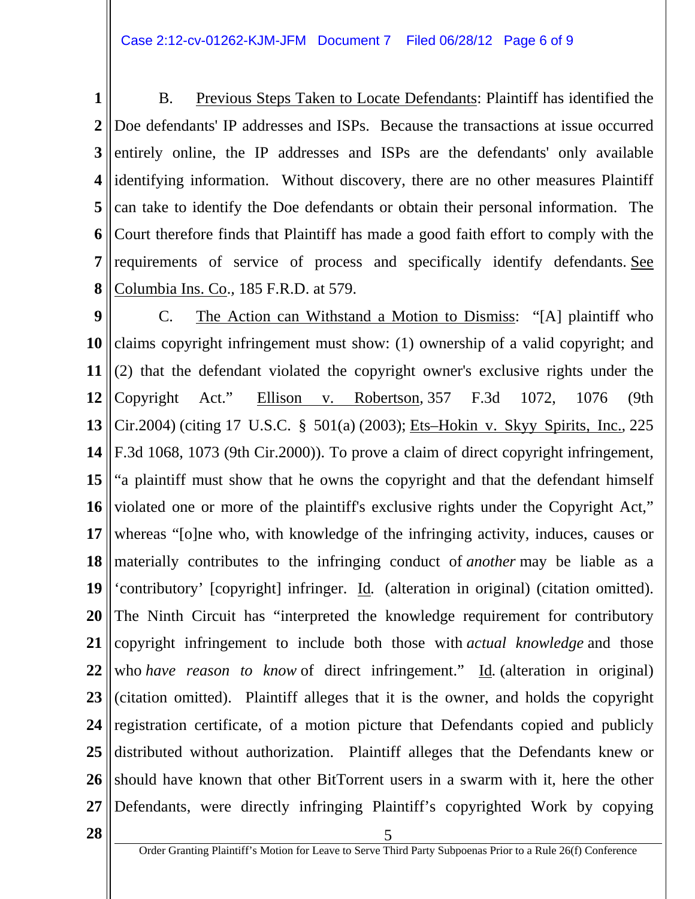B. Previous Steps Taken to Locate Defendants: Plaintiff has identified the Doe defendants' IP addresses and ISPs. Because the transactions at issue occurred entirely online, the IP addresses and ISPs are the defendants' only available identifying information. Without discovery, there are no other measures Plaintiff can take to identify the Doe defendants or obtain their personal information. The Court therefore finds that Plaintiff has made a good faith effort to comply with the requirements of service of process and specifically identify defendants. See Columbia Ins. Co., 185 F.R.D. at 579.

C. The Action can Withstand a Motion to Dismiss: "[A] plaintiff who claims copyright infringement must show: (1) ownership of a valid copyright; and (2) that the defendant violated the copyright owner's exclusive rights under the Copyright Act." Ellison v. Robertson, 357 F.3d 1072, 1076 (9th Cir.2004) (citing 17 U.S.C. § 501(a) (2003); Ets–Hokin v. Skyy Spirits, Inc., 225 F.3d 1068, 1073 (9th Cir.2000)). To prove a claim of direct copyright infringement, "a plaintiff must show that he owns the copyright and that the defendant himself violated one or more of the plaintiff's exclusive rights under the Copyright Act," whereas "[o]ne who, with knowledge of the infringing activity, induces, causes or materially contributes to the infringing conduct of *another* may be liable as a 'contributory' [copyright] infringer. Id. (alteration in original) (citation omitted). The Ninth Circuit has "interpreted the knowledge requirement for contributory copyright infringement to include both those with *actual knowledge* and those who *have reason to know* of direct infringement." Id. (alteration in original) (citation omitted). Plaintiff alleges that it is the owner, and holds the copyright registration certificate, of a motion picture that Defendants copied and publicly distributed without authorization. Plaintiff alleges that the Defendants knew or should have known that other BitTorrent users in a swarm with it, here the other Defendants, were directly infringing Plaintiff's copyrighted Work by copying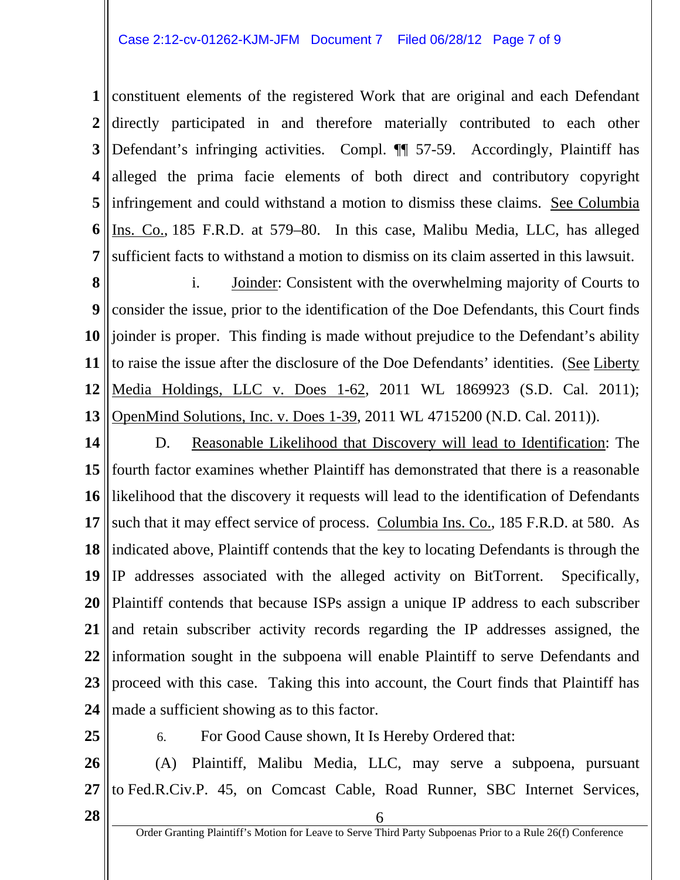constituent elements of the registered Work that are original and each Defendant directly participated in and therefore materially contributed to each other Defendant's infringing activities. Compl. ¶¶ 57-59. Accordingly, Plaintiff has alleged the prima facie elements of both direct and contributory copyright infringement and could withstand a motion to dismiss these claims. See Columbia Ins. Co., 185 F.R.D. at 579–80. In this case, Malibu Media, LLC, has alleged sufficient facts to withstand a motion to dismiss on its claim asserted in this lawsuit.

i. Joinder: Consistent with the overwhelming majority of Courts to consider the issue, prior to the identification of the Doe Defendants, this Court finds joinder is proper. This finding is made without prejudice to the Defendant's ability to raise the issue after the disclosure of the Doe Defendants' identities. (See Liberty Media Holdings, LLC v. Does 1-62, 2011 WL 1869923 (S.D. Cal. 2011); OpenMind Solutions, Inc. v. Does 1-39, 2011 WL 4715200 (N.D. Cal. 2011)).

D. Reasonable Likelihood that Discovery will lead to Identification: The fourth factor examines whether Plaintiff has demonstrated that there is a reasonable likelihood that the discovery it requests will lead to the identification of Defendants such that it may effect service of process. Columbia Ins. Co., 185 F.R.D. at 580. As indicated above, Plaintiff contends that the key to locating Defendants is through the IP addresses associated with the alleged activity on BitTorrent. Specifically, Plaintiff contends that because ISPs assign a unique IP address to each subscriber and retain subscriber activity records regarding the IP addresses assigned, the information sought in the subpoena will enable Plaintiff to serve Defendants and proceed with this case. Taking this into account, the Court finds that Plaintiff has made a sufficient showing as to this factor.

6. For Good Cause shown, It Is Hereby Ordered that:

(A) Plaintiff, Malibu Media, LLC, may serve a subpoena, pursuant to Fed.R.Civ.P. 45, on Comcast Cable, Road Runner, SBC Internet Services,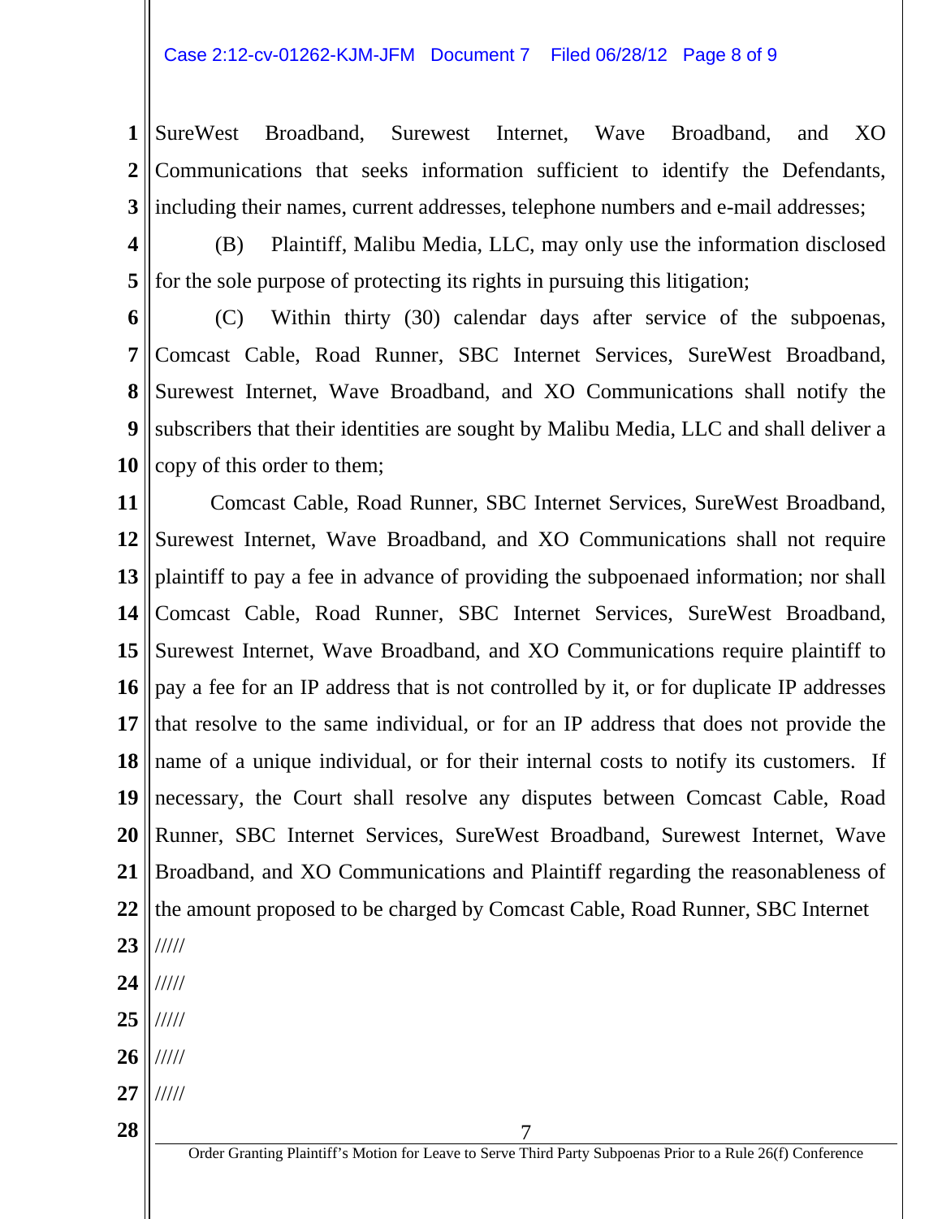SureWest Broadband, Surewest Internet, Wave Broadband, and XO Communications that seeks information sufficient to identify the Defendants, including their names, current addresses, telephone numbers and e-mail addresses;

(B) Plaintiff, Malibu Media, LLC, may only use the information disclosed for the sole purpose of protecting its rights in pursuing this litigation;

(C) Within thirty (30) calendar days after service of the subpoenas, Comcast Cable, Road Runner, SBC Internet Services, SureWest Broadband, Surewest Internet, Wave Broadband, and XO Communications shall notify the subscribers that their identities are sought by Malibu Media, LLC and shall deliver a copy of this order to them;

Comcast Cable, Road Runner, SBC Internet Services, SureWest Broadband, Surewest Internet, Wave Broadband, and XO Communications shall not require plaintiff to pay a fee in advance of providing the subpoenaed information; nor shall Comcast Cable, Road Runner, SBC Internet Services, SureWest Broadband, Surewest Internet, Wave Broadband, and XO Communications require plaintiff to pay a fee for an IP address that is not controlled by it, or for duplicate IP addresses that resolve to the same individual, or for an IP address that does not provide the name of a unique individual, or for their internal costs to notify its customers. If necessary, the Court shall resolve any disputes between Comcast Cable, Road Runner, SBC Internet Services, SureWest Broadband, Surewest Internet, Wave Broadband, and XO Communications and Plaintiff regarding the reasonableness of the amount proposed to be charged by Comcast Cable, Road Runner, SBC Internet

/////

/////

/////

/////

/////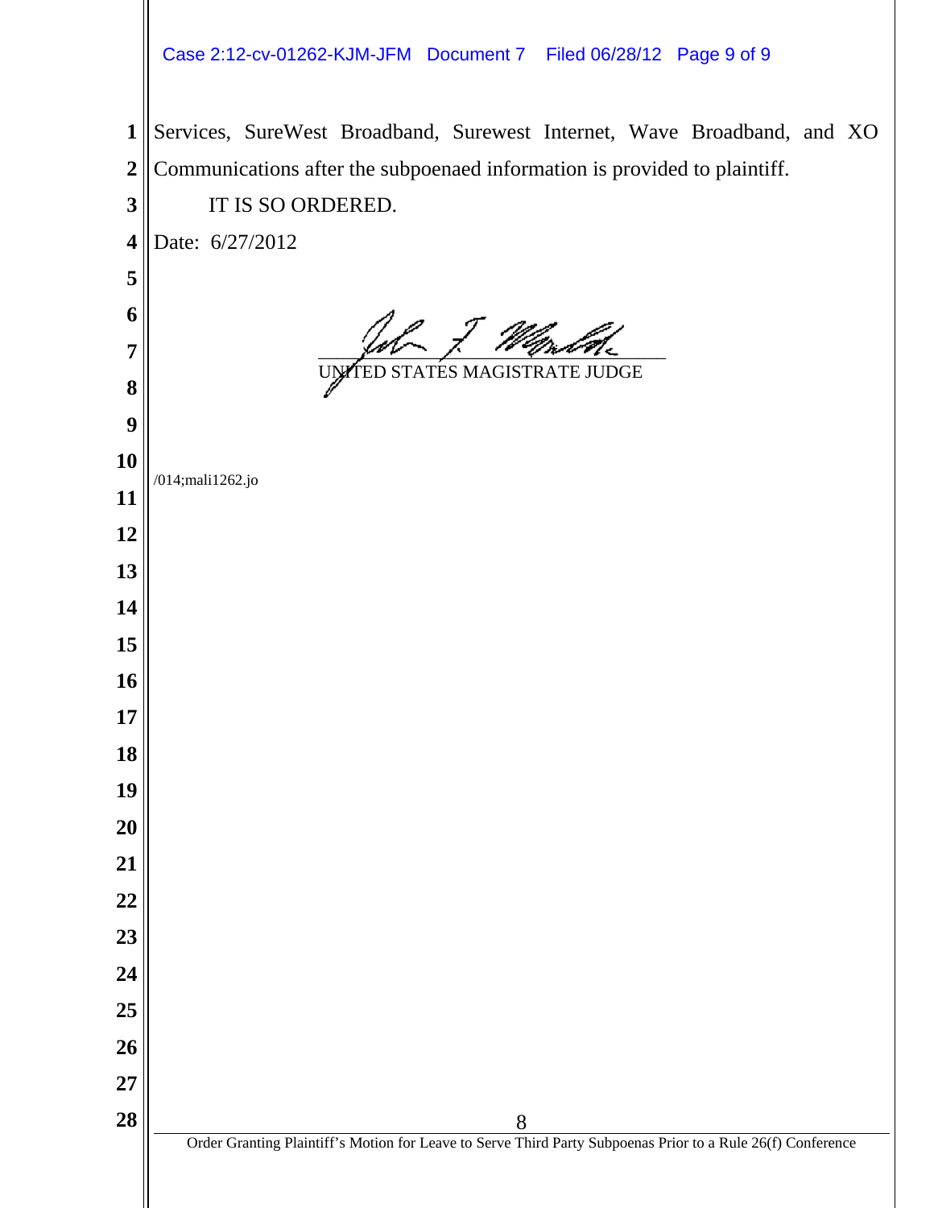Services, SureWest Broadband, Surewest Internet, Wave Broadband, and XO Communications after the subpoenaed information is provided to plaintiff.

IT IS SO ORDERED.

Date: 6/27/2012

UNITED STATES MAGISTRATE JUDGE

/014;mali1262.jo

Order Granting Plaintiff's Motion for Leave to Serve Third Party Subpoenas Prior to a Rule 26(f) Conference